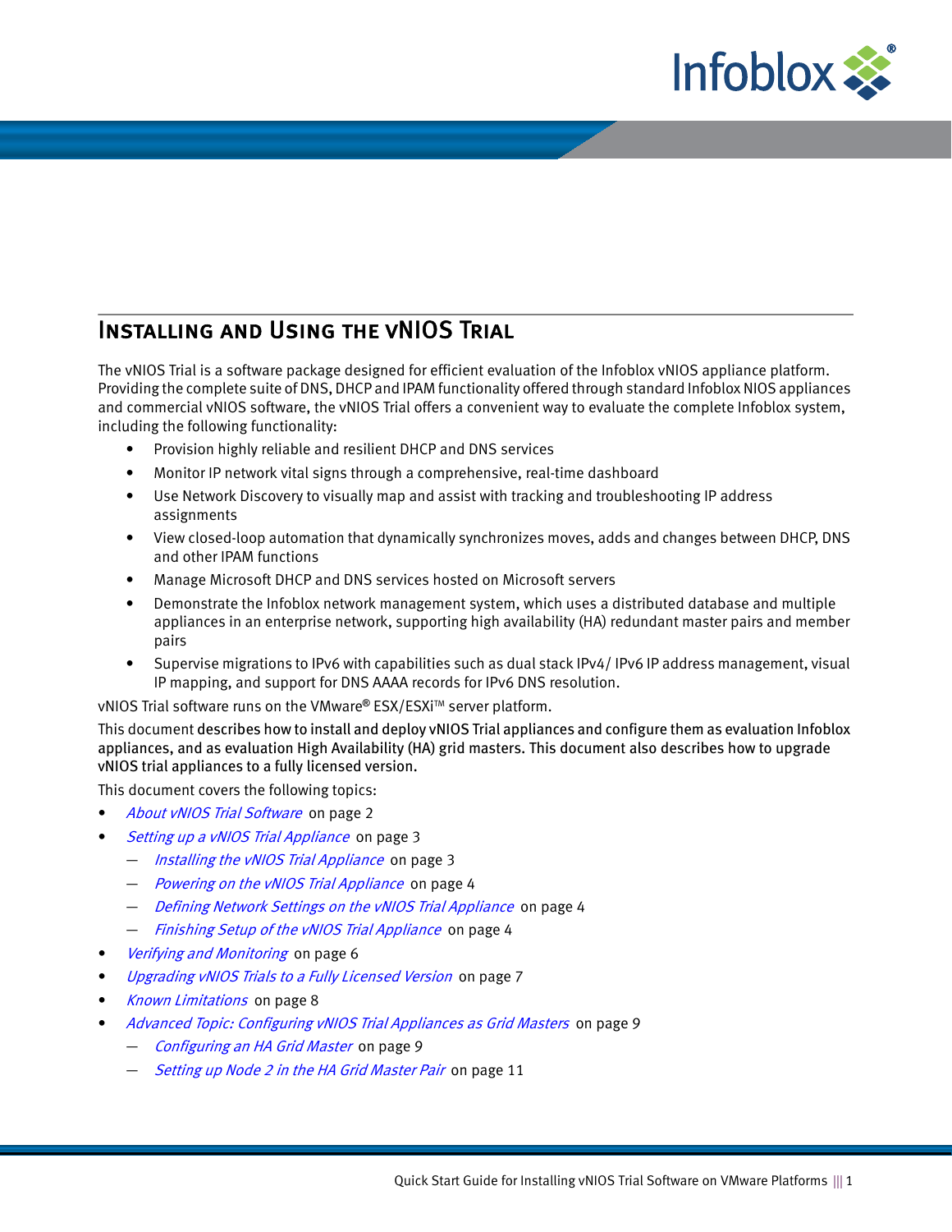# Installing and Using the vNIOS Trial

The vNIOS Trial is a software package designed for efficient evaluation of the Infoblox vNIOS appliance platform. Providing the complete suite of DNS, DHCP and IPAM functionality offered through standard Infoblox NIOS appliances and commercial vNIOS software, the vNIOS Trial offers a convenient way to evaluate the complete Infoblox system, including the following functionality:

- Provision highly reliable and resilient DHCP and DNS services
- Monitor IP network vital signs through a comprehensive, real-time dashboard
- Use Network Discovery to visually map and assist with tracking and troubleshooting IP address assignments
- View closed-loop automation that dynamically synchronizes moves, adds and changes between DHCP, DNS and other IPAM functions
- Manage Microsoft DHCP and DNS services hosted on Microsoft servers
- Demonstrate the Infoblox network management system, which uses a distributed database and multiple appliances in an enterprise network, supporting high availability (HA) redundant master pairs and member pairs
- Supervise migrations to IPv6 with capabilities such as dual stack IPv4/ IPv6 IP address management, visual IP mapping, and support for DNS AAAA records for IPv6 DNS resolution.

vNIOS Trial software runs on the VMware® ESX/ESXi™ server platform.

This document describes how to install and deploy vNIOS Trial appliances and configure them as evaluation Infoblox appliances, and as evaluation High Availability (HA) grid masters. This document also describes how to upgrade vNIOS trial appliances to a fully licensed version.

This document covers the following topics:

- *About vNIOS Trial Software* on page 2
- *Setting up a vNIOS Trial Appliance* on page 3
  - *Installing the vNIOS Trial Appliance* on page 3
  - *Powering on the vNIOS Trial Appliance* on page 4
  - *Defining Network Settings on the vNIOS Trial Appliance* on page 4
  - *Finishing Setup of the vNIOS Trial Appliance* on page 4
- *Verifying and Monitoring* on page 6
- *Upgrading vNIOS Trials to a Fully Licensed Version* on page 7
- *Known Limitations* on page 8
- *Advanced Topic: Configuring vNIOS Trial Appliances as Grid Masters* on page 9
  - *Configuring an HA Grid Master* on page 9
  - *Setting up Node 2 in the HA Grid Master Pair* on page 11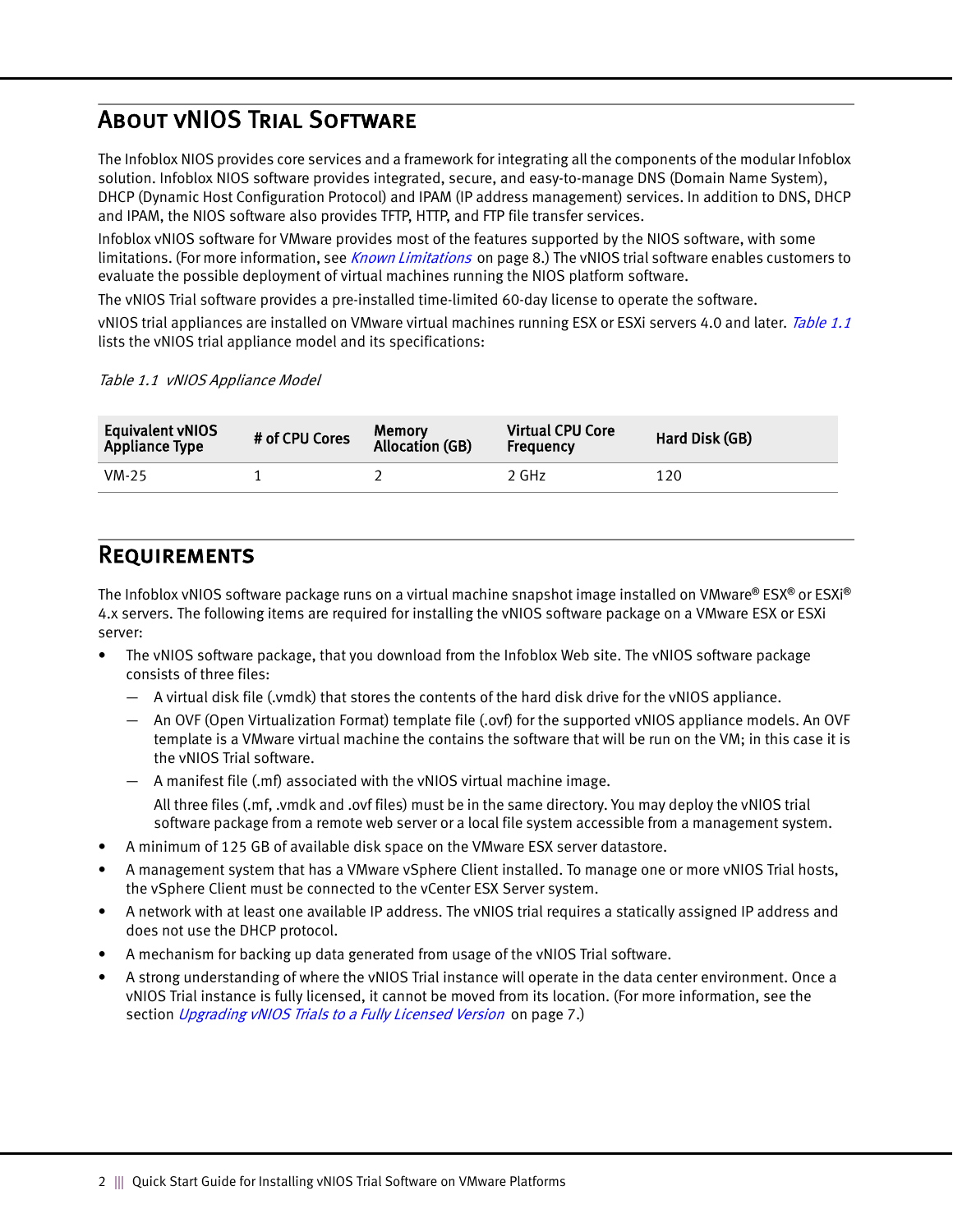## About vNIOS Trial Software

The Infoblox NIOS provides core services and a framework for integrating all the components of the modular Infoblox solution. Infoblox NIOS software provides integrated, secure, and easy-to-manage DNS (Domain Name System), DHCP (Dynamic Host Configuration Protocol) and IPAM (IP address management) services. In addition to DNS, DHCP and IPAM, the NIOS software also provides TFTP, HTTP, and FTP file transfer services.

Infoblox vNIOS software for VMware provides most of the features supported by the NIOS software, with some limitations. (For more information, see *Known Limitations* on page 8.) The vNIOS trial software enables customers to evaluate the possible deployment of virtual machines running the NIOS platform software.

The vNIOS Trial software provides a pre-installed time-limited 60-day license to operate the software.

vNIOS trial appliances are installed on VMware virtual machines running ESX or ESXi servers 4.0 and later. *Table 1.1* lists the vNIOS trial appliance model and its specifications:

*Table 1.1 vNIOS Appliance Model*

| Equivalent vNIOS Appliance Type | # of CPU Cores | Memory Allocation (GB) | Virtual CPU Core Frequency | Hard Disk (GB) |
|---|---|---|---|---|
| VM-25 | 1 | 2 | 2 GHz | 120 |

## Requirements

The Infoblox vNIOS software package runs on a virtual machine snapshot image installed on VMware® ESX® or ESXi® 4.x servers. The following items are required for installing the vNIOS software package on a VMware ESX or ESXi server:

- The vNIOS software package, that you download from the Infoblox Web site. The vNIOS software package consists of three files:
  - A virtual disk file (.vmdk) that stores the contents of the hard disk drive for the vNIOS appliance.
  - An OVF (Open Virtualization Format) template file (.ovf) for the supported vNIOS appliance models. An OVF template is a VMware virtual machine the contains the software that will be run on the VM; in this case it is the vNIOS Trial software.
  - A manifest file (.mf) associated with the vNIOS virtual machine image.

    All three files (.mf, .vmdk and .ovf files) must be in the same directory. You may deploy the vNIOS trial software package from a remote web server or a local file system accessible from a management system.
- A minimum of 125 GB of available disk space on the VMware ESX server datastore.
- A management system that has a VMware vSphere Client installed. To manage one or more vNIOS Trial hosts, the vSphere Client must be connected to the vCenter ESX Server system.
- A network with at least one available IP address. The vNIOS trial requires a statically assigned IP address and does not use the DHCP protocol.
- A mechanism for backing up data generated from usage of the vNIOS Trial software.
- A strong understanding of where the vNIOS Trial instance will operate in the data center environment. Once a vNIOS Trial instance is fully licensed, it cannot be moved from its location. (For more information, see the section *Upgrading vNIOS Trials to a Fully Licensed Version* on page 7.)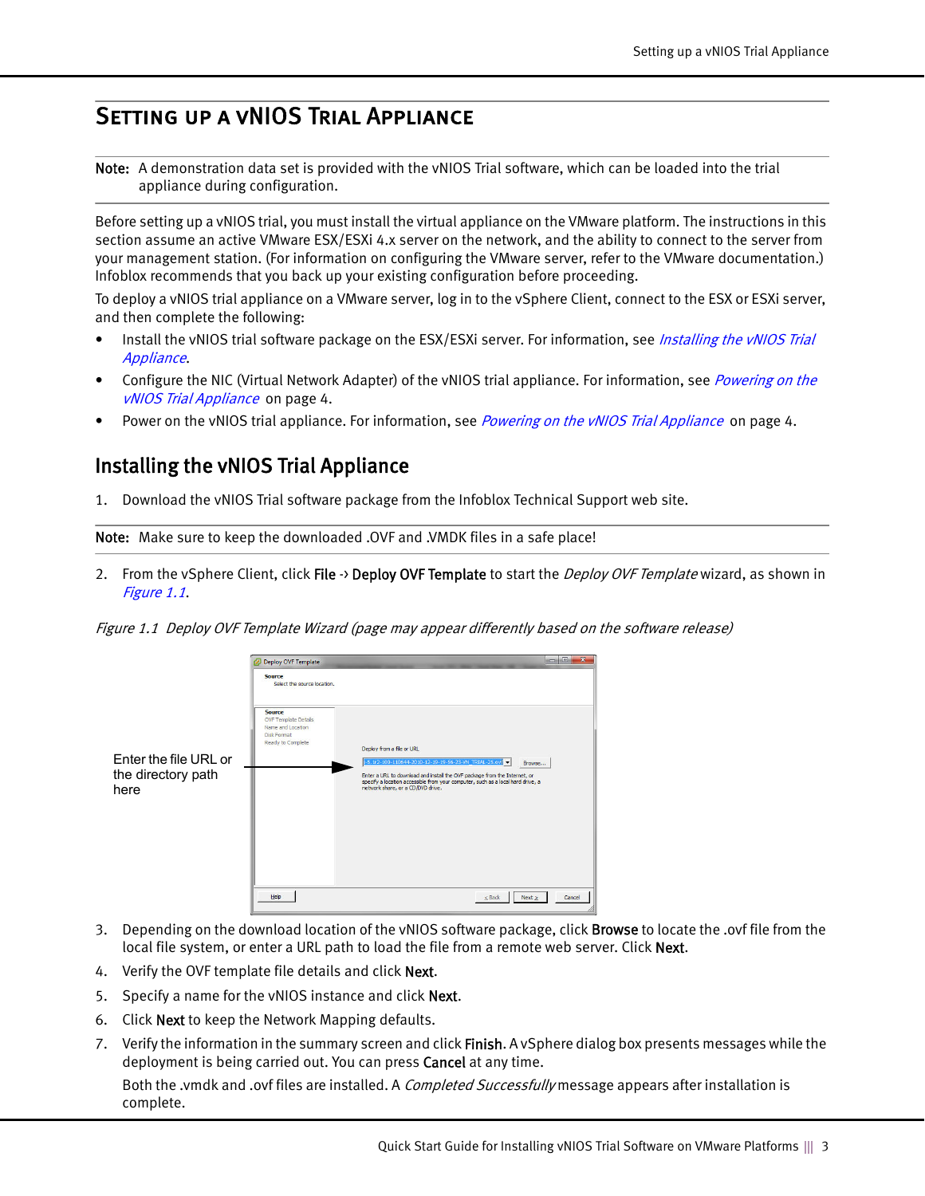# Setting up a vNIOS Trial Appliance

**Note:** A demonstration data set is provided with the vNIOS Trial software, which can be loaded into the trial appliance during configuration.

Before setting up a vNIOS trial, you must install the virtual appliance on the VMware platform. The instructions in this section assume an active VMware ESX/ESXi 4.x server on the network, and the ability to connect to the server from your management station. (For information on configuring the VMware server, refer to the VMware documentation.) Infoblox recommends that you back up your existing configuration before proceeding.

To deploy a vNIOS trial appliance on a VMware server, log in to the vSphere Client, connect to the ESX or ESXi server, and then complete the following:

- Install the vNIOS trial software package on the ESX/ESXi server. For information, see *Installing the vNIOS Trial Appliance*.
- Configure the NIC (Virtual Network Adapter) of the vNIOS trial appliance. For information, see *Powering on the vNIOS Trial Appliance* on page 4.
- Power on the vNIOS trial appliance. For information, see *Powering on the vNIOS Trial Appliance* on page 4.

## Installing the vNIOS Trial Appliance

1. Download the vNIOS Trial software package from the Infoblox Technical Support web site.

**Note:** Make sure to keep the downloaded .OVF and .VMDK files in a safe place!

2. From the vSphere Client, click **File** -> **Deploy OVF Template** to start the *Deploy OVF Template* wizard, as shown in *Figure 1.1*.

*Figure 1.1 Deploy OVF Template Wizard (page may appear differently based on the software release)*

Enter the file URL or the directory path here

3. Depending on the download location of the vNIOS software package, click **Browse** to locate the .ovf file from the local file system, or enter a URL path to load the file from a remote web server. Click **Next**.
4. Verify the OVF template file details and click **Next**.
5. Specify a name for the vNIOS instance and click **Next**.
6. Click **Next** to keep the Network Mapping defaults.
7. Verify the information in the summary screen and click **Finish**. A vSphere dialog box presents messages while the deployment is being carried out. You can press **Cancel** at any time.

   Both the .vmdk and .ovf files are installed. A *Completed Successfully* message appears after installation is complete.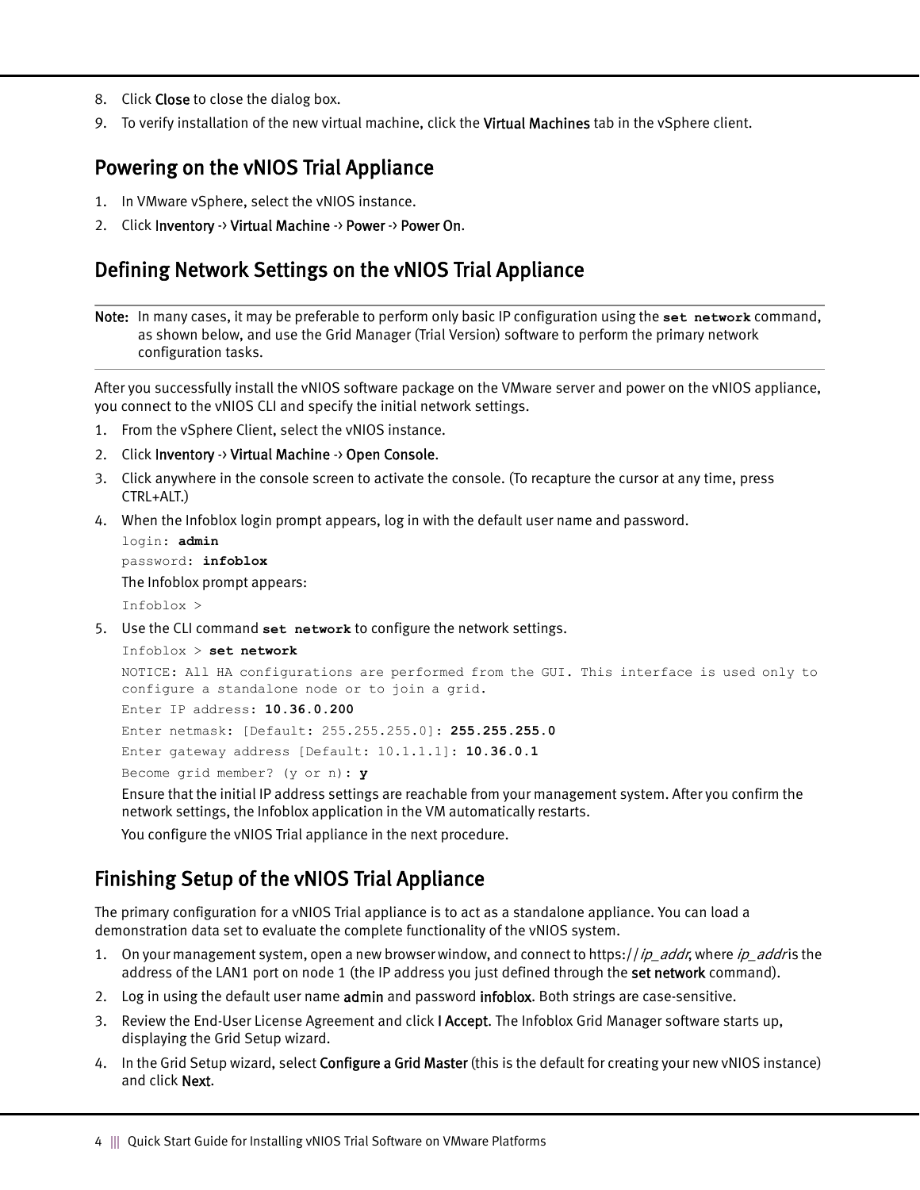8. Click **Close** to close the dialog box.
9. To verify installation of the new virtual machine, click the **Virtual Machines** tab in the vSphere client.

## Powering on the vNIOS Trial Appliance

1. In VMware vSphere, select the vNIOS instance.
2. Click **Inventory** -> **Virtual Machine** -> **Power** -> **Power On**.

## Defining Network Settings on the vNIOS Trial Appliance

**Note:** In many cases, it may be preferable to perform only basic IP configuration using the **`set network`** command, as shown below, and use the Grid Manager (Trial Version) software to perform the primary network configuration tasks.

After you successfully install the vNIOS software package on the VMware server and power on the vNIOS appliance, you connect to the vNIOS CLI and specify the initial network settings.

1. From the vSphere Client, select the vNIOS instance.
2. Click **Inventory** -> **Virtual Machine** -> **Open Console**.
3. Click anywhere in the console screen to activate the console. (To recapture the cursor at any time, press CTRL+ALT.)
4. When the Infoblox login prompt appears, log in with the default user name and password.

   ```
   login: admin
   password: infoblox
   ```

   The Infoblox prompt appears:

   ```
   Infoblox >
   ```

5. Use the CLI command **`set network`** to configure the network settings.

   ```
   Infoblox > set network
   NOTICE: All HA configurations are performed from the GUI. This interface is used only to
   configure a standalone node or to join a grid.
   Enter IP address: 10.36.0.200
   Enter netmask: [Default: 255.255.255.0]: 255.255.255.0
   Enter gateway address [Default: 10.1.1.1]: 10.36.0.1
   Become grid member? (y or n): y
   ```

   Ensure that the initial IP address settings are reachable from your management system. After you confirm the network settings, the Infoblox application in the VM automatically restarts.

   You configure the vNIOS Trial appliance in the next procedure.

## Finishing Setup of the vNIOS Trial Appliance

The primary configuration for a vNIOS Trial appliance is to act as a standalone appliance. You can load a demonstration data set to evaluate the complete functionality of the vNIOS system.

1. On your management system, open a new browser window, and connect to https://*ip_addr*, where *ip_addr* is the address of the LAN1 port on node 1 (the IP address you just defined through the **set network** command).
2. Log in using the default user name **admin** and password **infoblox**. Both strings are case-sensitive.
3. Review the End-User License Agreement and click **I Accept**. The Infoblox Grid Manager software starts up, displaying the Grid Setup wizard.
4. In the Grid Setup wizard, select **Configure a Grid Master** (this is the default for creating your new vNIOS instance) and click **Next**.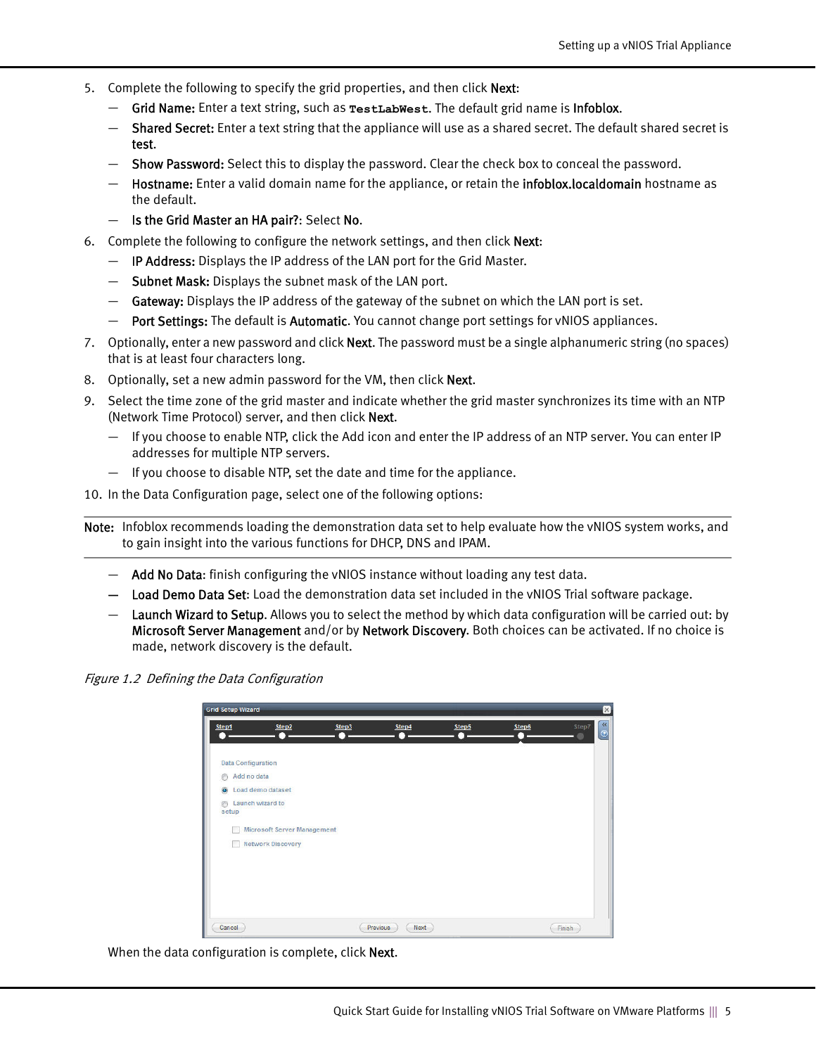5. Complete the following to specify the grid properties, and then click **Next**:
   - **Grid Name:** Enter a text string, such as `TestLabWest`. The default grid name is **Infoblox**.
   - **Shared Secret:** Enter a text string that the appliance will use as a shared secret. The default shared secret is **test**.
   - **Show Password:** Select this to display the password. Clear the check box to conceal the password.
   - **Hostname:** Enter a valid domain name for the appliance, or retain the **infoblox.localdomain** hostname as the default.
   - **Is the Grid Master an HA pair?**: Select **No**.
6. Complete the following to configure the network settings, and then click **Next**:
   - **IP Address:** Displays the IP address of the LAN port for the Grid Master.
   - **Subnet Mask:** Displays the subnet mask of the LAN port.
   - **Gateway:** Displays the IP address of the gateway of the subnet on which the LAN port is set.
   - **Port Settings:** The default is **Automatic**. You cannot change port settings for vNIOS appliances.
7. Optionally, enter a new password and click **Next**. The password must be a single alphanumeric string (no spaces) that is at least four characters long.
8. Optionally, set a new admin password for the VM, then click **Next**.
9. Select the time zone of the grid master and indicate whether the grid master synchronizes its time with an NTP (Network Time Protocol) server, and then click **Next**.
   - If you choose to enable NTP, click the Add icon and enter the IP address of an NTP server. You can enter IP addresses for multiple NTP servers.
   - If you choose to disable NTP, set the date and time for the appliance.
10. In the Data Configuration page, select one of the following options:

**Note:** Infoblox recommends loading the demonstration data set to help evaluate how the vNIOS system works, and to gain insight into the various functions for DHCP, DNS and IPAM.

   - **Add No Data**: finish configuring the vNIOS instance without loading any test data.
   - **Load Demo Data Set**: Load the demonstration data set included in the vNIOS Trial software package.
   - **Launch Wizard to Setup**. Allows you to select the method by which data configuration will be carried out: by **Microsoft Server Management** and/or by **Network Discovery**. Both choices can be activated. If no choice is made, network discovery is the default.

*Figure 1.2 Defining the Data Configuration*

When the data configuration is complete, click **Next**.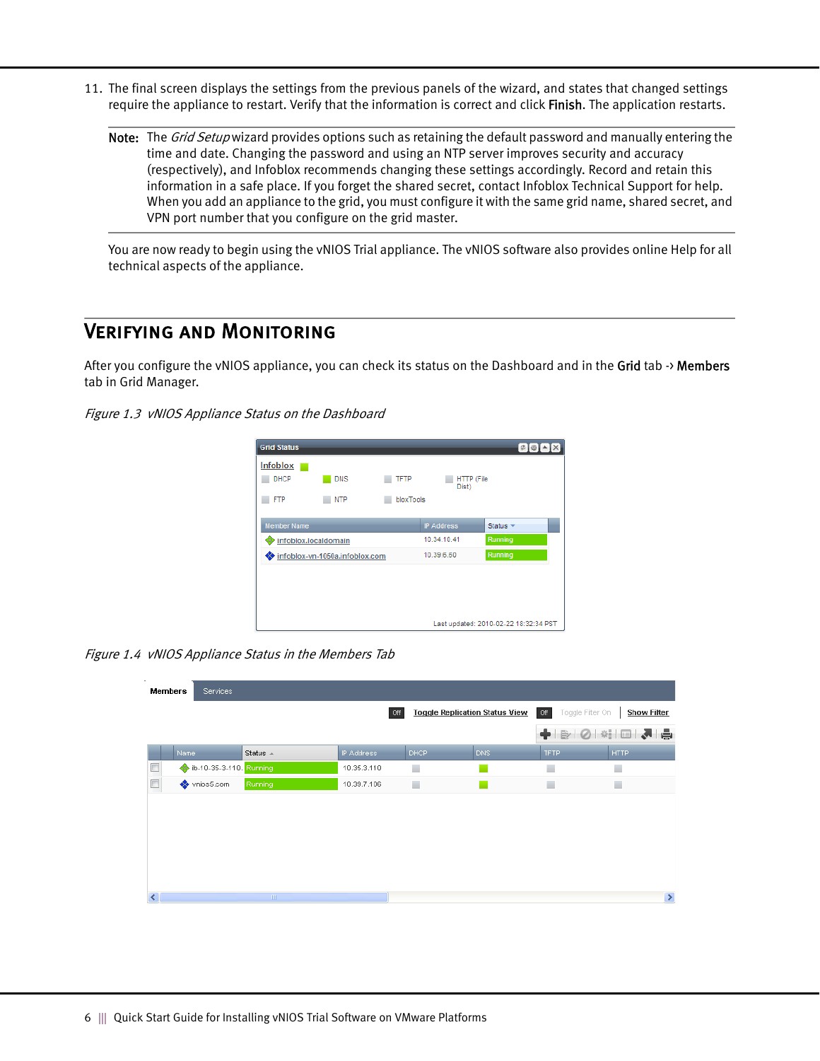11. The final screen displays the settings from the previous panels of the wizard, and states that changed settings require the appliance to restart. Verify that the information is correct and click **Finish**. The application restarts.

> **Note:** The *Grid Setup* wizard provides options such as retaining the default password and manually entering the time and date. Changing the password and using an NTP server improves security and accuracy (respectively), and Infoblox recommends changing these settings accordingly. Record and retain this information in a safe place. If you forget the shared secret, contact Infoblox Technical Support for help. When you add an appliance to the grid, you must configure it with the same grid name, shared secret, and VPN port number that you configure on the grid master.

You are now ready to begin using the vNIOS Trial appliance. The vNIOS software also provides online Help for all technical aspects of the appliance.

## Verifying and Monitoring

After you configure the vNIOS appliance, you can check its status on the Dashboard and in the **Grid** tab -> **Members** tab in Grid Manager.

*Figure 1.3 vNIOS Appliance Status on the Dashboard*

*Figure 1.4 vNIOS Appliance Status in the Members Tab*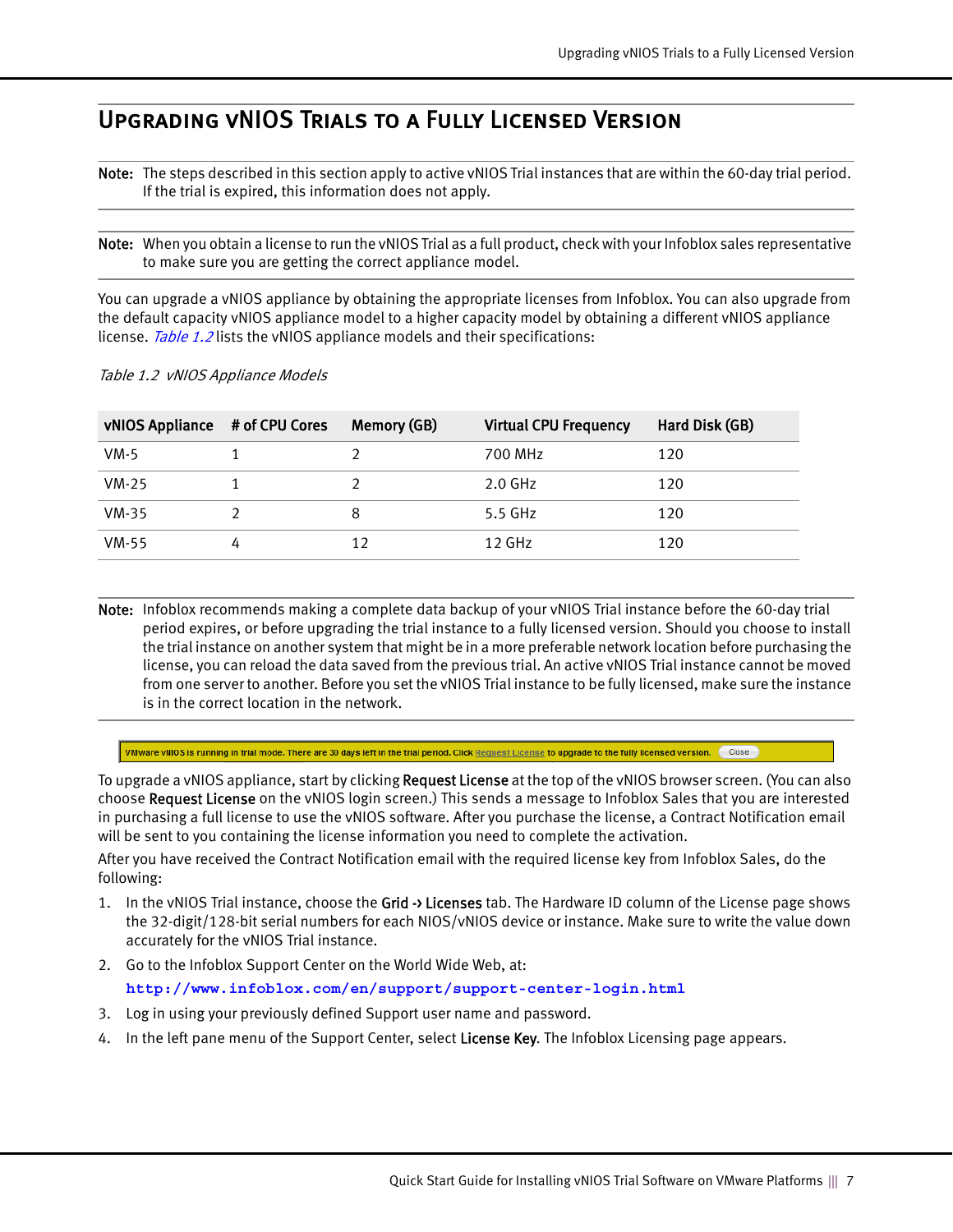# Upgrading vNIOS Trials to a Fully Licensed Version

**Note:** The steps described in this section apply to active vNIOS Trial instances that are within the 60-day trial period. If the trial is expired, this information does not apply.

**Note:** When you obtain a license to run the vNIOS Trial as a full product, check with your Infoblox sales representative to make sure you are getting the correct appliance model.

You can upgrade a vNIOS appliance by obtaining the appropriate licenses from Infoblox. You can also upgrade from the default capacity vNIOS appliance model to a higher capacity model by obtaining a different vNIOS appliance license. *Table 1.2* lists the vNIOS appliance models and their specifications:

*Table 1.2 vNIOS Appliance Models*

| vNIOS Appliance | # of CPU Cores | Memory (GB) | Virtual CPU Frequency | Hard Disk (GB) |
|---|---|---|---|---|
| VM-5 | 1 | 2 | 700 MHz | 120 |
| VM-25 | 1 | 2 | 2.0 GHz | 120 |
| VM-35 | 2 | 8 | 5.5 GHz | 120 |
| VM-55 | 4 | 12 | 12 GHz | 120 |

**Note:** Infoblox recommends making a complete data backup of your vNIOS Trial instance before the 60-day trial period expires, or before upgrading the trial instance to a fully licensed version. Should you choose to install the trial instance on another system that might be in a more preferable network location before purchasing the license, you can reload the data saved from the previous trial. An active vNIOS Trial instance cannot be moved from one server to another. Before you set the vNIOS Trial instance to be fully licensed, make sure the instance is in the correct location in the network.

VMware vNIOS is running in trial mode. There are 30 days left in the trial period. Click Request License to upgrade to the fully licensed version. Close

To upgrade a vNIOS appliance, start by clicking **Request License** at the top of the vNIOS browser screen. (You can also choose **Request License** on the vNIOS login screen.) This sends a message to Infoblox Sales that you are interested in purchasing a full license to use the vNIOS software. After you purchase the license, a Contract Notification email will be sent to you containing the license information you need to complete the activation.

After you have received the Contract Notification email with the required license key from Infoblox Sales, do the following:

1. In the vNIOS Trial instance, choose the **Grid -> Licenses** tab. The Hardware ID column of the License page shows the 32-digit/128-bit serial numbers for each NIOS/vNIOS device or instance. Make sure to write the value down accurately for the vNIOS Trial instance.
2. Go to the Infoblox Support Center on the World Wide Web, at:
   **http://www.infoblox.com/en/support/support-center-login.html**
3. Log in using your previously defined Support user name and password.
4. In the left pane menu of the Support Center, select **License Key**. The Infoblox Licensing page appears.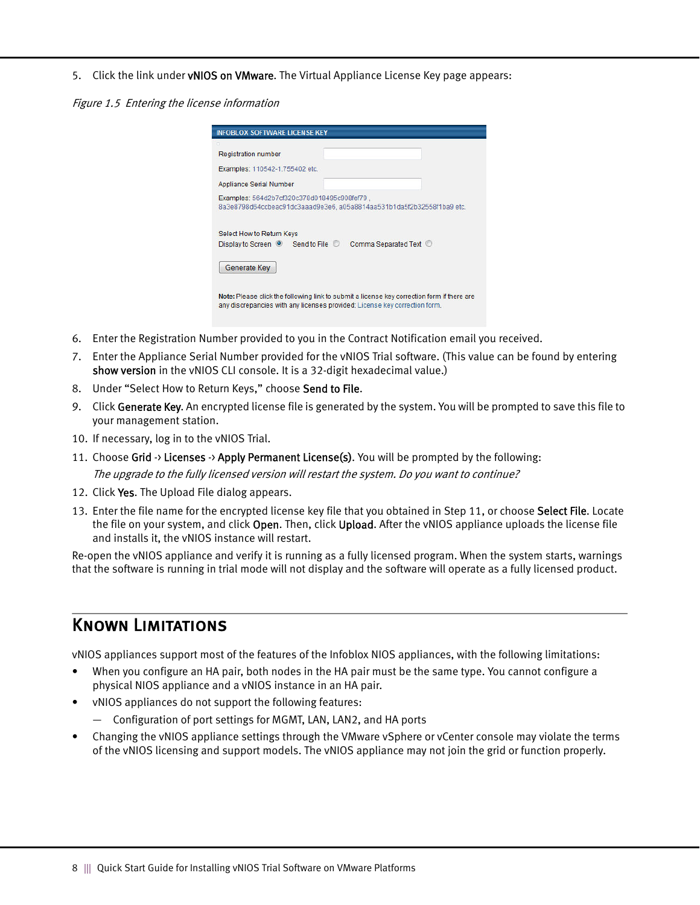5. Click the link under **vNIOS on VMware**. The Virtual Appliance License Key page appears:

*Figure 1.5 Entering the license information*

6. Enter the Registration Number provided to you in the Contract Notification email you received.
7. Enter the Appliance Serial Number provided for the vNIOS Trial software. (This value can be found by entering **show version** in the vNIOS CLI console. It is a 32-digit hexadecimal value.)
8. Under "Select How to Return Keys," choose **Send to File**.
9. Click **Generate Key**. An encrypted license file is generated by the system. You will be prompted to save this file to your management station.
10. If necessary, log in to the vNIOS Trial.
11. Choose **Grid** -> **Licenses** -> **Apply Permanent License(s)**. You will be prompted by the following:
    *The upgrade to the fully licensed version will restart the system. Do you want to continue?*
12. Click **Yes**. The Upload File dialog appears.
13. Enter the file name for the encrypted license key file that you obtained in Step 11, or choose **Select File**. Locate the file on your system, and click **Open**. Then, click **Upload**. After the vNIOS appliance uploads the license file and installs it, the vNIOS instance will restart.

Re-open the vNIOS appliance and verify it is running as a fully licensed program. When the system starts, warnings that the software is running in trial mode will not display and the software will operate as a fully licensed product.

## Known Limitations

vNIOS appliances support most of the features of the Infoblox NIOS appliances, with the following limitations:

- When you configure an HA pair, both nodes in the HA pair must be the same type. You cannot configure a physical NIOS appliance and a vNIOS instance in an HA pair.
- vNIOS appliances do not support the following features:
  - Configuration of port settings for MGMT, LAN, LAN2, and HA ports
- Changing the vNIOS appliance settings through the VMware vSphere or vCenter console may violate the terms of the vNIOS licensing and support models. The vNIOS appliance may not join the grid or function properly.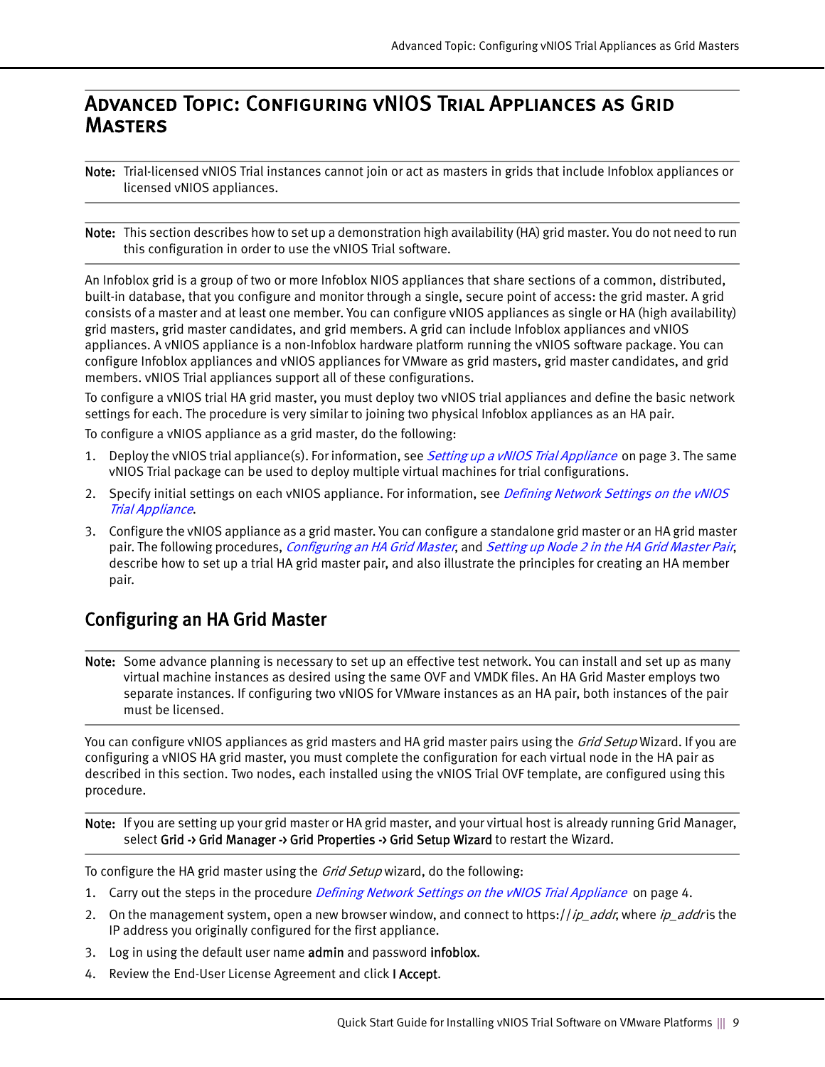# Advanced Topic: Configuring vNIOS Trial Appliances as Grid Masters

**Note:** Trial-licensed vNIOS Trial instances cannot join or act as masters in grids that include Infoblox appliances or licensed vNIOS appliances.

**Note:** This section describes how to set up a demonstration high availability (HA) grid master. You do not need to run this configuration in order to use the vNIOS Trial software.

An Infoblox grid is a group of two or more Infoblox NIOS appliances that share sections of a common, distributed, built-in database, that you configure and monitor through a single, secure point of access: the grid master. A grid consists of a master and at least one member. You can configure vNIOS appliances as single or HA (high availability) grid masters, grid master candidates, and grid members. A grid can include Infoblox appliances and vNIOS appliances. A vNIOS appliance is a non-Infoblox hardware platform running the vNIOS software package. You can configure Infoblox appliances and vNIOS appliances for VMware as grid masters, grid master candidates, and grid members. vNIOS Trial appliances support all of these configurations.

To configure a vNIOS trial HA grid master, you must deploy two vNIOS trial appliances and define the basic network settings for each. The procedure is very similar to joining two physical Infoblox appliances as an HA pair.

To configure a vNIOS appliance as a grid master, do the following:

1. Deploy the vNIOS trial appliance(s). For information, see *Setting up a vNIOS Trial Appliance* on page 3. The same vNIOS Trial package can be used to deploy multiple virtual machines for trial configurations.
2. Specify initial settings on each vNIOS appliance. For information, see *Defining Network Settings on the vNIOS Trial Appliance*.
3. Configure the vNIOS appliance as a grid master. You can configure a standalone grid master or an HA grid master pair. The following procedures, *Configuring an HA Grid Master*, and *Setting up Node 2 in the HA Grid Master Pair*, describe how to set up a trial HA grid master pair, and also illustrate the principles for creating an HA member pair.

## Configuring an HA Grid Master

**Note:** Some advance planning is necessary to set up an effective test network. You can install and set up as many virtual machine instances as desired using the same OVF and VMDK files. An HA Grid Master employs two separate instances. If configuring two vNIOS for VMware instances as an HA pair, both instances of the pair must be licensed.

You can configure vNIOS appliances as grid masters and HA grid master pairs using the *Grid Setup* Wizard. If you are configuring a vNIOS HA grid master, you must complete the configuration for each virtual node in the HA pair as described in this section. Two nodes, each installed using the vNIOS Trial OVF template, are configured using this procedure.

**Note:** If you are setting up your grid master or HA grid master, and your virtual host is already running Grid Manager, select **Grid -> Grid Manager -> Grid Properties -> Grid Setup Wizard** to restart the Wizard.

To configure the HA grid master using the *Grid Setup* wizard, do the following:

1. Carry out the steps in the procedure *Defining Network Settings on the vNIOS Trial Appliance* on page 4.
2. On the management system, open a new browser window, and connect to https://*ip_addr*, where *ip_addr* is the IP address you originally configured for the first appliance.
3. Log in using the default user name **admin** and password **infoblox**.
4. Review the End-User License Agreement and click **I Accept**.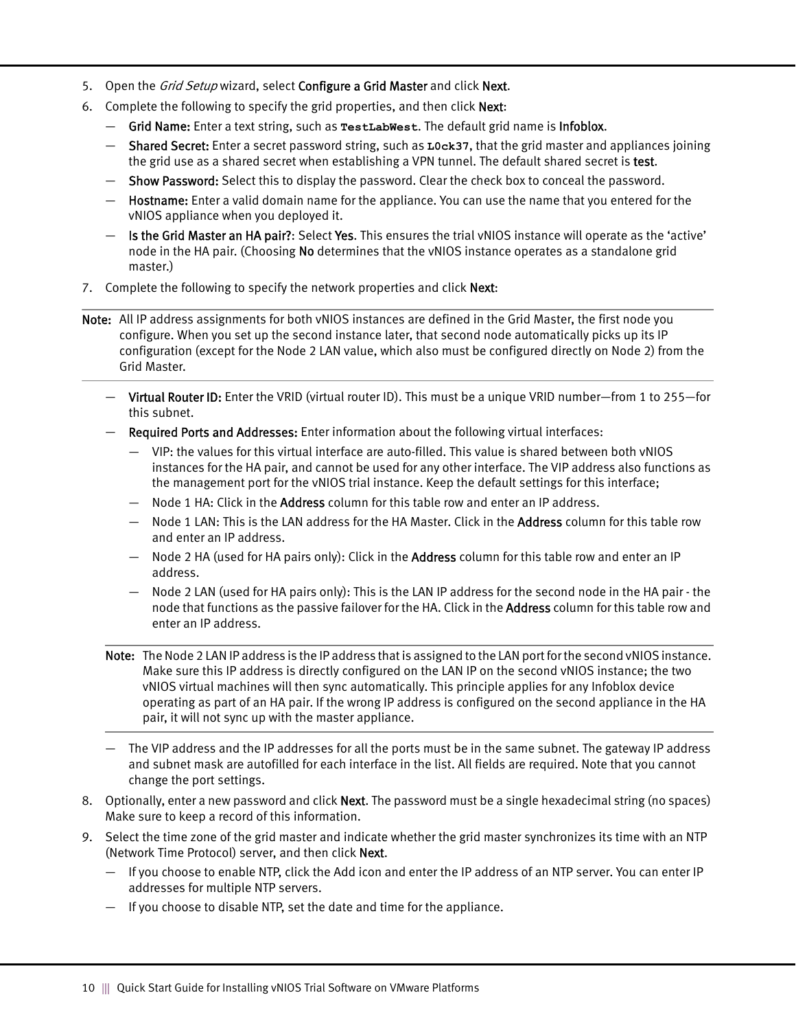5. Open the *Grid Setup* wizard, select **Configure a Grid Master** and click **Next**.
6. Complete the following to specify the grid properties, and then click **Next**:
   - **Grid Name:** Enter a text string, such as **`TestLabWest`**. The default grid name is **Infoblox**.
   - **Shared Secret:** Enter a secret password string, such as **`L0ck37`**, that the grid master and appliances joining the grid use as a shared secret when establishing a VPN tunnel. The default shared secret is **test**.
   - **Show Password:** Select this to display the password. Clear the check box to conceal the password.
   - **Hostname:** Enter a valid domain name for the appliance. You can use the name that you entered for the vNIOS appliance when you deployed it.
   - **Is the Grid Master an HA pair?**: Select **Yes**. This ensures the trial vNIOS instance will operate as the 'active' node in the HA pair. (Choosing **No** determines that the vNIOS instance operates as a standalone grid master.)
7. Complete the following to specify the network properties and click **Next**:

---

**Note:** All IP address assignments for both vNIOS instances are defined in the Grid Master, the first node you configure. When you set up the second instance later, that second node automatically picks up its IP configuration (except for the Node 2 LAN value, which also must be configured directly on Node 2) from the Grid Master.

---

   - **Virtual Router ID:** Enter the VRID (virtual router ID). This must be a unique VRID number—from 1 to 255—for this subnet.
   - **Required Ports and Addresses:** Enter information about the following virtual interfaces:
     - VIP: the values for this virtual interface are auto-filled. This value is shared between both vNIOS instances for the HA pair, and cannot be used for any other interface. The VIP address also functions as the management port for the vNIOS trial instance. Keep the default settings for this interface;
     - Node 1 HA: Click in the **Address** column for this table row and enter an IP address.
     - Node 1 LAN: This is the LAN address for the HA Master. Click in the **Address** column for this table row and enter an IP address.
     - Node 2 HA (used for HA pairs only): Click in the **Address** column for this table row and enter an IP address.
     - Node 2 LAN (used for HA pairs only): This is the LAN IP address for the second node in the HA pair - the node that functions as the passive failover for the HA. Click in the **Address** column for this table row and enter an IP address.

   ---

   **Note:** The Node 2 LAN IP address is the IP address that is assigned to the LAN port for the second vNIOS instance. Make sure this IP address is directly configured on the LAN IP on the second vNIOS instance; the two vNIOS virtual machines will then sync automatically. This principle applies for any Infoblox device operating as part of an HA pair. If the wrong IP address is configured on the second appliance in the HA pair, it will not sync up with the master appliance.

   ---

   - The VIP address and the IP addresses for all the ports must be in the same subnet. The gateway IP address and subnet mask are autofilled for each interface in the list. All fields are required. Note that you cannot change the port settings.
8. Optionally, enter a new password and click **Next**. The password must be a single hexadecimal string (no spaces) Make sure to keep a record of this information.
9. Select the time zone of the grid master and indicate whether the grid master synchronizes its time with an NTP (Network Time Protocol) server, and then click **Next**.
   - If you choose to enable NTP, click the Add icon and enter the IP address of an NTP server. You can enter IP addresses for multiple NTP servers.
   - If you choose to disable NTP, set the date and time for the appliance.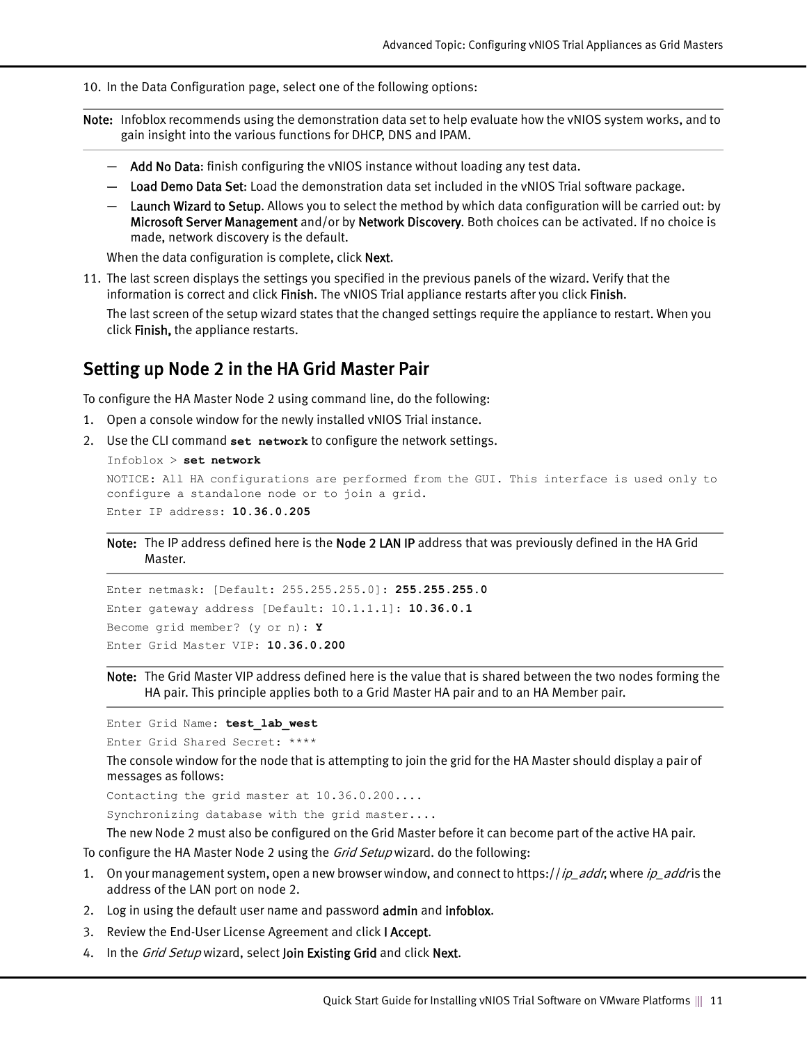10. In the Data Configuration page, select one of the following options:

> **Note:** Infoblox recommends using the demonstration data set to help evaluate how the vNIOS system works, and to gain insight into the various functions for DHCP, DNS and IPAM.

- **Add No Data**: finish configuring the vNIOS instance without loading any test data.
- **Load Demo Data Set**: Load the demonstration data set included in the vNIOS Trial software package.
- **Launch Wizard to Setup**. Allows you to select the method by which data configuration will be carried out: by **Microsoft Server Management** and/or by **Network Discovery**. Both choices can be activated. If no choice is made, network discovery is the default.

When the data configuration is complete, click **Next**.

11. The last screen displays the settings you specified in the previous panels of the wizard. Verify that the information is correct and click **Finish**. The vNIOS Trial appliance restarts after you click **Finish**.

The last screen of the setup wizard states that the changed settings require the appliance to restart. When you click **Finish,** the appliance restarts.

## Setting up Node 2 in the HA Grid Master Pair

To configure the HA Master Node 2 using command line, do the following:

1. Open a console window for the newly installed vNIOS Trial instance.
2. Use the CLI command **`set network`** to configure the network settings.

```
Infoblox > set network
NOTICE: All HA configurations are performed from the GUI. This interface is used only to configure a standalone node or to join a grid.
Enter IP address: 10.36.0.205
```

> **Note:** The IP address defined here is the **Node 2 LAN IP** address that was previously defined in the HA Grid Master.

```
Enter netmask: [Default: 255.255.255.0]: 255.255.255.0
Enter gateway address [Default: 10.1.1.1]: 10.36.0.1
Become grid member? (y or n): Y
Enter Grid Master VIP: 10.36.0.200
```

> **Note:** The Grid Master VIP address defined here is the value that is shared between the two nodes forming the HA pair. This principle applies both to a Grid Master HA pair and to an HA Member pair.

```
Enter Grid Name: test_lab_west
Enter Grid Shared Secret: ****
```

The console window for the node that is attempting to join the grid for the HA Master should display a pair of messages as follows:

```
Contacting the grid master at 10.36.0.200....
Synchronizing database with the grid master....
```

The new Node 2 must also be configured on the Grid Master before it can become part of the active HA pair.

To configure the HA Master Node 2 using the *Grid Setup* wizard. do the following:

1. On your management system, open a new browser window, and connect to https://*ip_addr*, where *ip_addr* is the address of the LAN port on node 2.
2. Log in using the default user name and password **admin** and **infoblox**.
3. Review the End-User License Agreement and click **I Accept**.
4. In the *Grid Setup* wizard, select **Join Existing Grid** and click **Next**.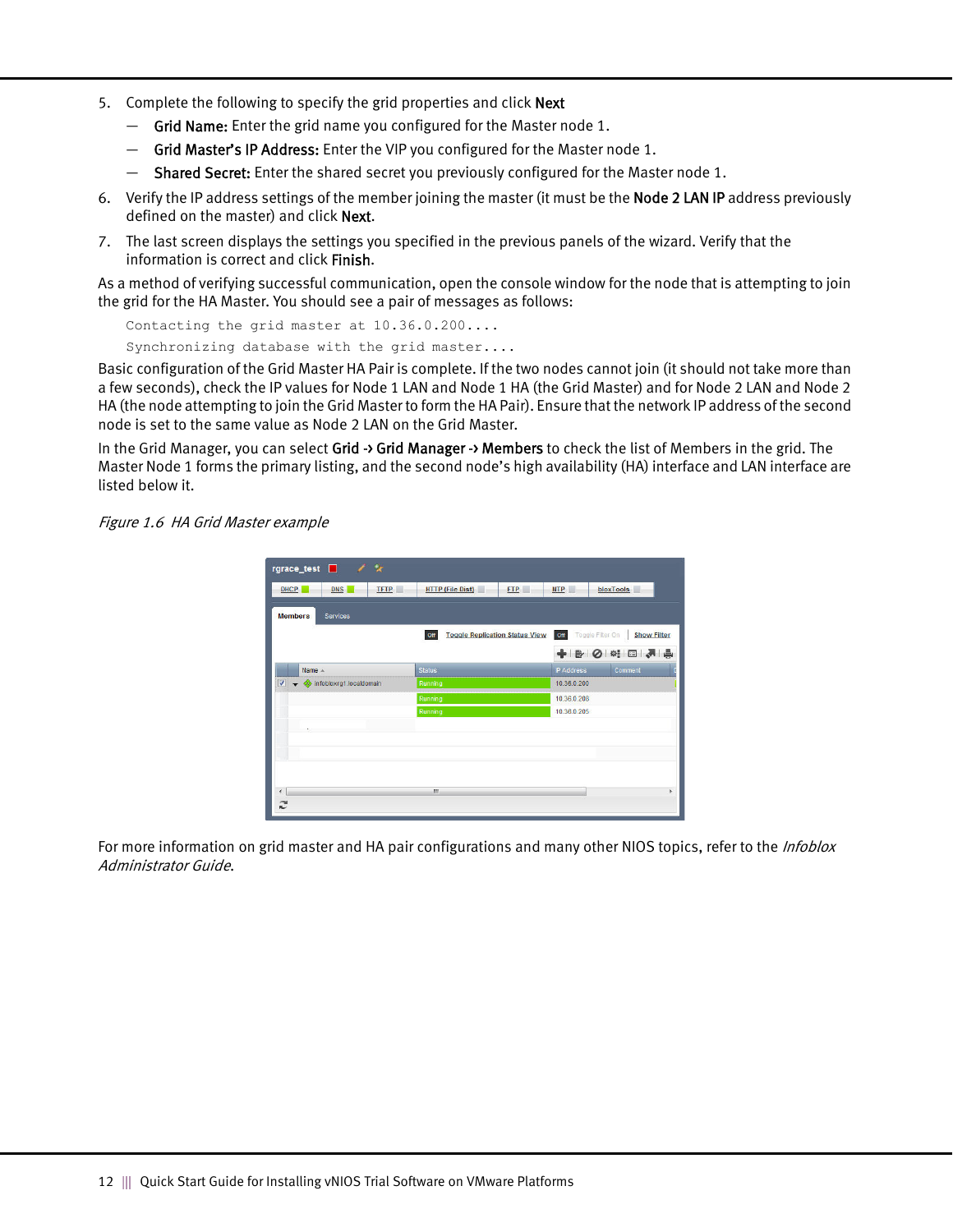5. Complete the following to specify the grid properties and click **Next**
   - **Grid Name:** Enter the grid name you configured for the Master node 1.
   - **Grid Master's IP Address:** Enter the VIP you configured for the Master node 1.
   - **Shared Secret:** Enter the shared secret you previously configured for the Master node 1.
6. Verify the IP address settings of the member joining the master (it must be the **Node 2 LAN IP** address previously defined on the master) and click **Next**.
7. The last screen displays the settings you specified in the previous panels of the wizard. Verify that the information is correct and click **Finish**.

As a method of verifying successful communication, open the console window for the node that is attempting to join the grid for the HA Master. You should see a pair of messages as follows:

```
Contacting the grid master at 10.36.0.200....
Synchronizing database with the grid master....
```

Basic configuration of the Grid Master HA Pair is complete. If the two nodes cannot join (it should not take more than a few seconds), check the IP values for Node 1 LAN and Node 1 HA (the Grid Master) and for Node 2 LAN and Node 2 HA (the node attempting to join the Grid Master to form the HA Pair). Ensure that the network IP address of the second node is set to the same value as Node 2 LAN on the Grid Master.

In the Grid Manager, you can select **Grid -> Grid Manager -> Members** to check the list of Members in the grid. The Master Node 1 forms the primary listing, and the second node's high availability (HA) interface and LAN interface are listed below it.

*Figure 1.6 HA Grid Master example*

For more information on grid master and HA pair configurations and many other NIOS topics, refer to the *Infoblox Administrator Guide*.